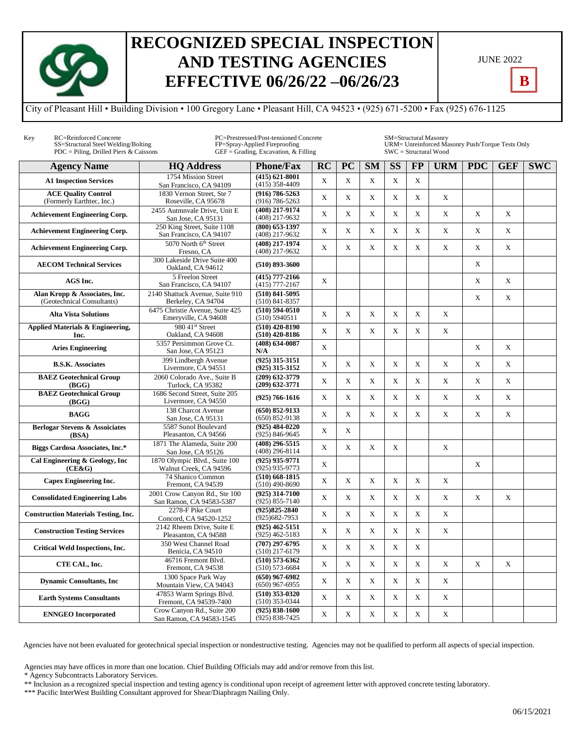# RECOGNIZED SPECIAL INSPECTION AND TESTING AGENCIES EFFECTIVE 06/26/22 –06/26/23

JUNE 2022

**B**

City of Pleasant Hill • Building Division • 100 Gregory Lane • Pleasant Hill, CA 94523 • (925) 671-5200 • Fax (925) 676-1125

Key
RC=Reinforced Concrete
SS=Structural Steel Welding/Bolting
PDC = Piling, Drilled Piers & Caissons
PC=Prestressed/Post-tensioned Concrete
FP=Spray-Applied Fireproofing
GEF = Grading, Excavation, & Filling
SM=Structural Masonry
URM= Unreinforced Masonry Push/Torque Tests Only
SWC = Structural Wood

| Agency Name | HQ Address | Phone/Fax | RC | PC | SM | SS | FP | URM | PDC | GEF | SWC |
|---|---|---|---|---|---|---|---|---|---|---|---|
| **A1 Inspection Services** | 1754 Mission Street San Francisco, CA 94109 | **(415) 621-8001** (415) 358-4409 | X | X | X | X | X | | | | |
| **ACE Quality Control** (Formerly Earthtec, Inc.) | 1830 Vernon Street, Ste 7 Roseville, CA 95678 | **(916) 786-5263** (916) 786-5263 | X | X | X | X | X | X | | | |
| **Achievement Engineering Corp.** | 2455 Autmnvale Drive, Unit E San Jose, CA 95131 | **(408) 217-9174** (408) 217-9632 | X | X | X | X | X | X | X | X | |
| **Achievement Engineering Corp.** | 250 King Street, Suite 1108 San Francisco, CA 94107 | **(800) 653-1397** (408) 217-9632 | X | X | X | X | X | X | X | X | |
| **Achievement Engineering Corp.** | 5070 North 6th Street Fresno, CA | **(408) 217-1974** (408) 217-9632 | X | X | X | X | X | X | X | X | |
| **AECOM Technical Services** | 300 Lakeside Drive Suite 400 Oakland, CA 94612 | **(510) 893-3600** | | | | | | | X | | |
| **AGS Inc.** | 5 Freelon Street San Francisco, CA 94107 | **(415) 777-2166** (415) 777-2167 | X | | | | | | X | X | |
| **Alan Kropp & Associates, Inc.** (Geotechnical Consultants) | 2140 Shattuck Avenue, Suite 910 Berkeley, CA 94704 | **(510) 841-5095** (510) 841-8357 | | | | | | | X | X | |
| **Alta Vista Solutions** | 6475 Christie Avenue, Suite 425 Emeryville, CA 94608 | **(510) 594-0510** (510) 5940511 | X | X | X | X | X | X | | | |
| **Applied Materials & Engineering, Inc.** | 980 41st Street Oakland, CA 94608 | **(510) 420-8190** **(510) 420-8186** | X | X | X | X | X | X | | | |
| **Aries Engineering** | 5357 Persimmon Grove Ct. San Jose, CA 95123 | **(408) 634-0087** **N/A** | X | | | | | | X | X | |
| **B.S.K. Associates** | 399 Lindbergh Avenue Livermore, CA 94551 | **(925) 315-3151** **(925) 315-3152** | X | X | X | X | X | X | X | X | |
| **BAEZ Geotechnical Group (BGG)** | 2060 Colorado Ave., Suite B Turlock, CA 95382 | **(209) 632-3779** **(209) 632-3771** | X | X | X | X | X | X | X | X | |
| **BAEZ Geotechnical Group (BGG)** | 1686 Second Street, Suite 205 Livermore, CA 94550 | **(925) 766-1616** | X | X | X | X | X | X | X | X | |
| **BAGG** | 138 Charcot Avenue San Jose, CA 95131 | **(650) 852-9133** (650) 852-9138 | X | X | X | X | X | X | X | X | |
| **Berlogar Stevens & Assoiciates (BSA)** | 5587 Sunol Boulevard Pleasanton, CA 94566 | **(925) 484-0220** (925) 846-9645 | X | X | | | | | | | |
| **Biggs Cardosa Associates, Inc.*** | 1871 The Alameda, Suite 200 San Jose, CA 95126 | **(408) 296-5515** (408) 296-8114 | X | X | X | X | | X | | | |
| **Cal Engineering & Geology, Inc (CE&G)** | 1870 Olympic Blvd., Suite 100 Walnut Creek, CA 94596 | **(925) 935-9771** (925) 935-9773 | X | | | | | | X | | |
| **Capex Engineering Inc.** | 74 Shanico Common Fremont, CA 94539 | **(510) 668-1815** (510) 490-8690 | X | X | X | X | X | X | | | |
| **Consolidated Engineering Labs** | 2001 Crow Canyon Rd., Ste 100 San Ramon, CA 94583-5387 | **(925) 314-7100** (925) 855-7140 | X | X | X | X | X | X | X | X | |
| **Construction Materials Testing, Inc.** | 2278-F Pike Court Concord, CA 94520-1252 | **(925)825-2840** (925)682-7953 | X | X | X | X | X | X | | | |
| **Construction Testing Services** | 2142 Rheem Drive, Suite E Pleasanton, CA 94588 | **(925) 462-5151** (925) 462-5183 | X | X | X | X | X | X | | | |
| **Critical Weld Inspections, Inc.** | 350 West Channel Road Benicia, CA 94510 | **(707) 297-6795** (510) 217-6179 | X | X | X | X | X | | | | |
| **CTE CAL, Inc.** | 46716 Fremont Blvd. Fremont, CA 94538 | **(510) 573-6362** (510) 573-6684 | X | X | X | X | X | X | X | X | |
| **Dynamic Consultants, Inc** | 1300 Space Park Way Mountain View, CA 94043 | **(650) 967-6982** (650) 967-6955 | X | X | X | X | X | X | | | |
| **Earth Systems Consultants** | 47853 Warm Springs Blvd. Fremont, CA 94539-7400 | **(510) 353-0320** (510) 353-0344 | X | X | X | X | X | X | | | |
| **ENNGEO Incorporated** | Crow Canyon Rd., Suite 200 San Ramon, CA 94583-1545 | **(925) 838-1600** (925) 838-7425 | X | X | X | X | X | X | | | |

Agencies have not been evaluated for geotechnical special inspection or nondestructive testing. Agencies may not be qualified to perform all aspects of special inspection.

Agencies may have offices in more than one location. Chief Building Officials may add and/or remove from this list.
* Agency Subcontracts Laboratory Services.
** Inclusion as a recognized special inspection and testing agency is conditional upon receipt of agreement letter with approved concrete testing laboratory.
*** Pacific InterWest Building Consultant approved for Shear/Diaphragm Nailing Only.

06/15/2021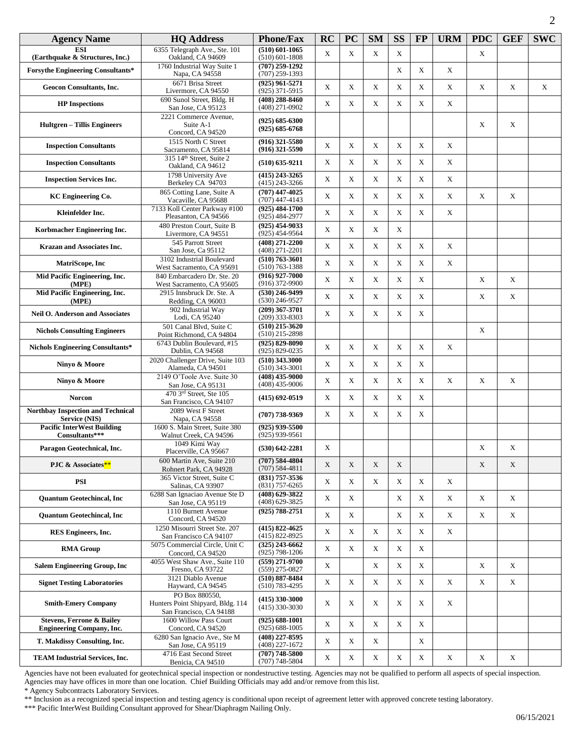| Agency Name | HQ Address | Phone/Fax | RC | PC | SM | SS | FP | URM | PDC | GEF | SWC |
|---|---|---|---|---|---|---|---|---|---|---|---|
| **ESI (Earthquake & Structures, Inc.)** | 6355 Telegraph Ave., Ste. 101 Oakland, CA 94609 | **(510) 601-1065** (510) 601-1808 | X | X | X | X | | | X | | |
| **Forsythe Engineering Consultants*** | 1760 Industrial Way Suite 1 Napa, CA 94558 | **(707) 259-1292** (707) 259-1393 | | | | X | X | X | | | |
| **Geocon Consultants, Inc.** | 6671 Brisa Street Livermore, CA 94550 | **(925) 961-5271** (925) 371-5915 | X | X | X | X | X | X | X | X | X |
| **HP Inspections** | 690 Sunol Street, Bldg. H San Jose, CA 95123 | **(408) 288-8460** (408) 271-0902 | X | X | X | X | X | X | | | |
| **Hultgren – Tillis Engineers** | 2221 Commerce Avenue, Suite A-1 Concord, CA 94520 | **(925) 685-6300** **(925) 685-6768** | | | | | | | X | X | |
| **Inspection Consultants** | 1515 North C Street Sacramento, CA 95814 | **(916) 321-5580** **(916) 321-5590** | X | X | X | X | X | X | | | |
| **Inspection Consultants** | 315 14th Street, Suite 2 Oakland, CA 94612 | **(510) 635-9211** | X | X | X | X | X | X | | | |
| **Inspection Services Inc.** | 1798 University Ave Berkeley CA 94703 | **(415) 243-3265** (415) 243-3266 | X | X | X | X | X | X | | | |
| **KC Engineering Co.** | 865 Cotting Lane, Suite A Vacaville, CA 95688 | **(707) 447-4025** (707) 447-4143 | X | X | X | X | X | X | X | X | |
| **Kleinfelder Inc.** | 7133 Koll Center Parkway #100 Pleasanton, CA 94566 | **(925) 484-1700** (925) 484-2977 | X | X | X | X | X | X | | | |
| **Korbmacher Engineering Inc.** | 480 Preston Court, Suite B Livermore, CA 94551 | **(925) 454-9033** (925) 454-9564 | X | X | X | X | | | | | |
| **Krazan and Associates Inc.** | 545 Parrott Street San Jose, Ca 95112 | **(408) 271-2200** (408) 271-2201 | X | X | X | X | X | X | | | |
| **MatriScope, Inc** | 3102 Industrial Boulevard West Sacramento, CA 95691 | **(510) 763-3601** (510) 763-1388 | X | X | X | X | X | X | | | |
| **Mid Pacific Engineering, Inc. (MPE)** | 840 Embarcadero Dr. Ste. 20 West Sacramento, CA 95605 | **(916) 927-7000** (916) 372-9900 | X | X | X | X | X | | X | X | |
| **Mid Pacific Engineering, Inc. (MPE)** | 2915 Innsbruck Dr. Ste. A Redding, CA 96003 | **(530) 246-9499** (530) 246-9527 | X | X | X | X | X | | X | X | |
| **Neil O. Anderson and Associates** | 902 Industrial Way Lodi, CA 95240 | **(209) 367-3701** (209) 333-8303 | X | X | X | X | X | | | | |
| **Nichols Consulting Engineers** | 501 Canal Blvd, Suite C Point Richmond, CA 94804 | **(510) 215-3620** (510) 215-2898 | | | | | | | X | | |
| **Nichols Engineering Consultants*** | 6743 Dublin Boulevard, #15 Dublin, CA 94568 | **(925) 829-8090** (925) 829-0235 | X | X | X | X | X | X | | | |
| **Ninyo & Moore** | 2020 Challenger Drive, Suite 103 Alameda, CA 94501 | **(510) 343.3000** (510) 343-3001 | X | X | X | X | X | | | | |
| **Ninyo & Moore** | 2149 O'Toole Ave. Suite 30 San Jose, CA 95131 | **(408) 435-9000** (408) 435-9006 | X | X | X | X | X | X | X | X | |
| **Norcon** | 470 3rd Street, Ste 105 San Francisco, CA 94107 | **(415) 692-0519** | X | X | X | X | X | | | | |
| **Northbay Inspection and Technical Service (NIS)** | 2089 West F Street Napa, CA 94558 | **(707) 738-9369** | X | X | X | X | X | | | | |
| **Pacific InterWest Building Consultants***** | 1600 S. Main Street, Suite 380 Walnut Creek, CA 94596 | **(925) 939-5500** (925) 939-9561 | | | | | | | | | |
| **Paragon Geotechnical, Inc.** | 1049 Kimi Way Placerville, CA 95667 | **(530) 642-2281** | X | | | | | | X | X | |
| **PJC & Associates**** | 600 Martin Ave, Suite 210 Rohnert Park, CA 94928 | **(707) 584-4804** (707) 584-4811 | X | X | X | X | | | X | X | |
| **PSI** | 365 Victor Street, Suite C Salinas, CA 93907 | **(831) 757-3536** (831) 757-6265 | X | X | X | X | X | X | | | |
| **Quantum Geotechincal, Inc** | 6288 San Ignaciao Avenue Ste D San Jose, CA 95119 | **(408) 629-3822** (408) 629-3825 | X | X | | X | X | X | X | X | |
| **Quantum Geotechincal, Inc** | 1110 Burnett Avenue Concord, CA 94520 | **(925) 788-2751** | X | X | | X | X | X | X | X | |
| **RES Engineers, Inc.** | 1250 Misourri Street Ste. 207 San Francisco CA 94107 | **(415) 822-4625** (415) 822-8925 | X | X | X | X | X | X | | | |
| **RMA Group** | 5075 Commercial Circle, Unit C Concord, CA 94520 | **(325) 243-6662** (925) 798-1206 | X | X | X | X | X | | | | |
| **Salem Engineering Group, Inc** | 4055 West Shaw Ave., Suite 110 Fresno, CA 93722 | **(559) 271-9700** (559) 275-0827 | X | | X | X | X | | X | X | |
| **Signet Testing Laboratories** | 3121 Diablo Avenue Hayward, CA 94545 | **(510) 887-8484** (510) 783-4295 | X | X | X | X | X | X | X | X | |
| **Smith-Emery Company** | PO Box 880550, Hunters Point Shipyard, Bldg. 114 San Francisco, CA 94188 | **(415) 330-3000** (415) 330-3030 | X | X | X | X | X | X | | | |
| **Stevens, Ferrone & Bailey Engineering Company, Inc.** | 1600 Willow Pass Court Concord, CA 94520 | **(925) 688-1001** (925) 688-1005 | X | X | X | X | X | | | | |
| **T. Makdissy Consulting, Inc.** | 6280 San Ignacio Ave., Ste M San Jose, CA 95119 | **(408) 227-8595** (408) 227-1672 | X | X | X | | X | | | | |
| **TEAM Industrial Services, Inc.** | 4716 East Second Street Benicia, CA 94510 | **(707) 748-5800** (707) 748-5804 | X | X | X | X | X | X | X | X | |

Agencies have not been evaluated for geotechnical special inspection or nondestructive testing. Agencies may not be qualified to perform all aspects of special inspection. Agencies may have offices in more than one location. Chief Building Officials may add and/or remove from this list.

\* Agency Subcontracts Laboratory Services.

** Inclusion as a recognized special inspection and testing agency is conditional upon receipt of agreement letter with approved concrete testing laboratory.

*** Pacific InterWest Building Consultant approved for Shear/Diaphragm Nailing Only.

06/15/2021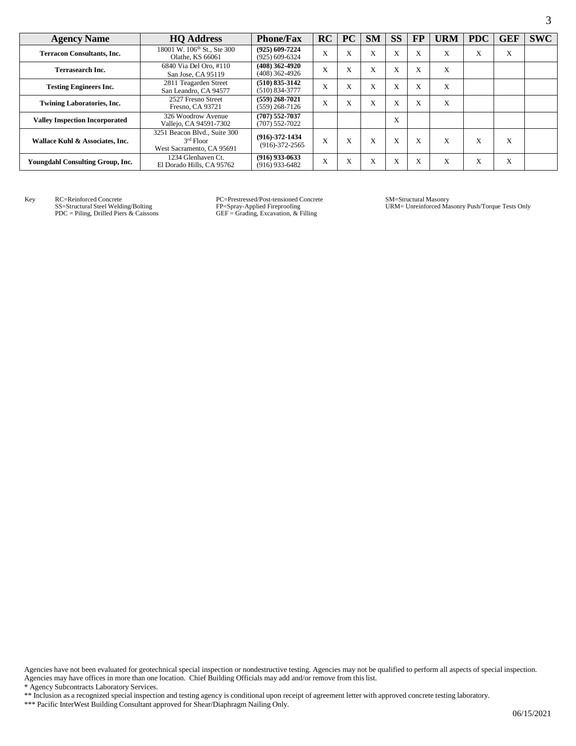| Agency Name | HQ Address | Phone/Fax | RC | PC | SM | SS | FP | URM | PDC | GEF | SWC |
|---|---|---|---|---|---|---|---|---|---|---|---|
| **Terracon Consultants, Inc.** | 18001 W. 106th St., Ste 300 Olathe, KS 66061 | **(925) 609-7224** (925) 609-6324 | X | X | X | X | X | X | X | X | |
| **Terrasearch Inc.** | 6840 Via Del Oro, #110 San Jose, CA 95119 | **(408) 362-4920** (408) 362-4926 | X | X | X | X | X | X | | | |
| **Testing Engineers Inc.** | 2811 Teagarden Street San Leandro, CA 94577 | **(510) 835-3142** (510) 834-3777 | X | X | X | X | X | X | | | |
| **Twining Laboratories, Inc.** | 2527 Fresno Street Fresno, CA 93721 | **(559) 268-7021** (559) 268-7126 | X | X | X | X | X | X | | | |
| **Valley Inspection Incorporated** | 326 Woodrow Avenue Vallejo, CA 94591-7302 | **(707) 552-7037** (707) 552-7022 | | | | X | | | | | |
| **Wallace Kuhl & Associates, Inc.** | 3251 Beacon Blvd., Suite 300 3rd Floor West Sacramento, CA 95691 | **(916)-372-1434** (916)-372-2565 | X | X | X | X | X | X | X | X | |
| **Youngdahl Consulting Group, Inc.** | 1234 Glenhaven Ct. El Dorado Hills, CA 95762 | **(916) 933-0633** (916) 933-6482 | X | X | X | X | X | X | X | X | |

Key
RC=Reinforced Concrete
PC=Prestressed/Post-tensioned Concrete
SM=Structural Masonry
SS=Structural Steel Welding/Bolting
FP=Spray-Applied Fireproofing
URM= Unreinforced Masonry Push/Torque Tests Only
PDC = Piling, Drilled Piers & Caissons
GEF = Grading, Excavation, & Filling

Agencies have not been evaluated for geotechnical special inspection or nondestructive testing. Agencies may not be qualified to perform all aspects of special inspection. Agencies may have offices in more than one location. Chief Building Officials may add and/or remove from this list.

* Agency Subcontracts Laboratory Services.

** Inclusion as a recognized special inspection and testing agency is conditional upon receipt of agreement letter with approved concrete testing laboratory.

*** Pacific InterWest Building Consultant approved for Shear/Diaphragm Nailing Only.

06/15/2021